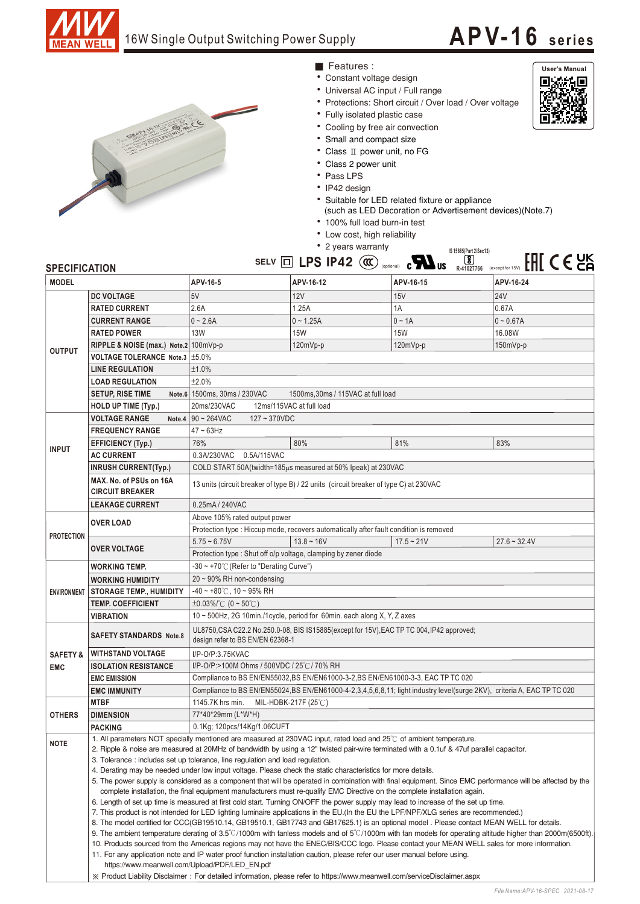# 16W Single Output Switching Power Supply

## APV-16 series

User's Manual

■ Features :

- Constant voltage design
- Universal AC input / Full range
- Protections: Short circuit / Over load / Over voltage
- Fully isolated plastic case
- Cooling by free air convection
- Small and compact size
- Class Ⅱ power unit, no FG
- Class 2 power unit
- Pass LPS
- IP42 design
- Suitable for LED related fixture or appliance (such as LED Decoration or Advertisement devices)(Note.7)
- 100% full load burn-in test
- Low cost, high reliability
- 2 years warranty

SELV LPS IP42 (optional) IS 15885(Part 2/Sec13) R-41027766 (except for 15V)

## SPECIFICATION

| MODEL | | APV-16-5 | APV-16-12 | APV-16-15 | APV-16-24 |
|---|---|---|---|---|---|
| OUTPUT | DC VOLTAGE | 5V | 12V | 15V | 24V |
| | RATED CURRENT | 2.6A | 1.25A | 1A | 0.67A |
| | CURRENT RANGE | 0 ~ 2.6A | 0 ~ 1.25A | 0 ~ 1A | 0 ~ 0.67A |
| | RATED POWER | 13W | 15W | 15W | 16.08W |
| | RIPPLE & NOISE (max.) Note.2 | 100mVp-p | 120mVp-p | 120mVp-p | 150mVp-p |
| | VOLTAGE TOLERANCE Note.3 | ±5.0% | | | |
| | LINE REGULATION | ±1.0% | | | |
| | LOAD REGULATION | ±2.0% | | | |
| | SETUP, RISE TIME Note.6 | 1500ms, 30ms / 230VAC 1500ms,30ms / 115VAC at full load | | | |
| | HOLD UP TIME (Typ.) | 20ms/230VAC 12ms/115VAC at full load | | | |
| INPUT | VOLTAGE RANGE Note.4 | 90 ~ 264VAC 127 ~ 370VDC | | | |
| | FREQUENCY RANGE | 47 ~ 63Hz | | | |
| | EFFICIENCY (Typ.) | 76% | 80% | 81% | 83% |
| | AC CURRENT | 0.3A/230VAC 0.5A/115VAC | | | |
| | INRUSH CURRENT(Typ.) | COLD START 50A(twidth=185μs measured at 50% Ipeak) at 230VAC | | | |
| | MAX. No. of PSUs on 16A CIRCUIT BREAKER | 13 units (circuit breaker of type B) / 22 units (circuit breaker of type C) at 230VAC | | | |
| | LEAKAGE CURRENT | 0.25mA / 240VAC | | | |
| PROTECTION | OVER LOAD | Above 105% rated output power | | | |
| | | Protection type : Hiccup mode, recovers automatically after fault condition is removed | | | |
| | OVER VOLTAGE | 5.75 ~ 6.75V | 13.8 ~ 16V | 17.5 ~ 21V | 27.6 ~ 32.4V |
| | | Protection type : Shut off o/p voltage, clamping by zener diode | | | |
| ENVIRONMENT | WORKING TEMP. | -30 ~ +70℃ (Refer to "Derating Curve") | | | |
| | WORKING HUMIDITY | 20 ~ 90% RH non-condensing | | | |
| | STORAGE TEMP., HUMIDITY | -40 ~ +80℃, 10 ~ 95% RH | | | |
| | TEMP. COEFFICIENT | ±0.03%/℃ (0 ~ 50℃) | | | |
| | VIBRATION | 10 ~ 500Hz, 2G 10min./1cycle, period for 60min. each along X, Y, Z axes | | | |
| SAFETY & EMC | SAFETY STANDARDS Note.8 | UL8750,CSA C22.2 No.250.0-08, BIS IS15885(except for 15V),EAC TP TC 004,IP42 approved; design refer to BS EN/EN 62368-1 | | | |
| | WITHSTAND VOLTAGE | I/P-O/P:3.75KVAC | | | |
| | ISOLATION RESISTANCE | I/P-O/P:>100M Ohms / 500VDC / 25℃/ 70% RH | | | |
| | EMC EMISSION | Compliance to BS EN/EN55032,BS EN/EN61000-3-2,BS EN/EN61000-3-3, EAC TP TC 020 | | | |
| | EMC IMMUNITY | Compliance to BS EN/EN55024,BS EN/EN61000-4-2,3,4,5,6,8,11; light industry level(surge 2KV), criteria A, EAC TP TC 020 | | | |
| OTHERS | MTBF | 1145.7K hrs min. MIL-HDBK-217F (25℃) | | | |
| | DIMENSION | 77*40*29mm (L*W*H) | | | |
| | PACKING | 0.1Kg; 120pcs/14Kg/1.06CUFT | | | |

**NOTE**

1. All parameters NOT specially mentioned are measured at 230VAC input, rated load and 25℃ of ambient temperature.
2. Ripple & noise are measured at 20MHz of bandwidth by using a 12" twisted pair-wire terminated with a 0.1uf & 47uf parallel capacitor.
3. Tolerance : includes set up tolerance, line regulation and load regulation.
4. Derating may be needed under low input voltage. Please check the static characteristics for more details.
5. The power supply is considered as a component that will be operated in combination with final equipment. Since EMC performance will be affected by the complete installation, the final equipment manufacturers must re-qualify EMC Directive on the complete installation again.
6. Length of set up time is measured at first cold start. Turning ON/OFF the power supply may lead to increase of the set up time.
7. This product is not intended for LED lighting luminaire applications in the EU.(In the EU the LPF/NPF/XLG series are recommended.)
8. The model certified for CCC(GB19510.14, GB19510.1, GB17743 and GB17625.1) is an optional model . Please contact MEAN WELL for details.
9. The ambient temperature derating of 3.5℃/1000m with fanless models and of 5℃/1000m with fan models for operating altitude higher than 2000m(6500ft).
10. Products sourced from the Americas regions may not have the ENEC/BIS/CCC logo. Please contact your MEAN WELL sales for more information.
11. For any application note and IP water proof function installation caution, please refer our user manual before using. https://www.meanwell.com/Upload/PDF/LED_EN.pdf

※ Product Liability Disclaimer : For detailed information, please refer to https://www.meanwell.com/serviceDisclaimer.aspx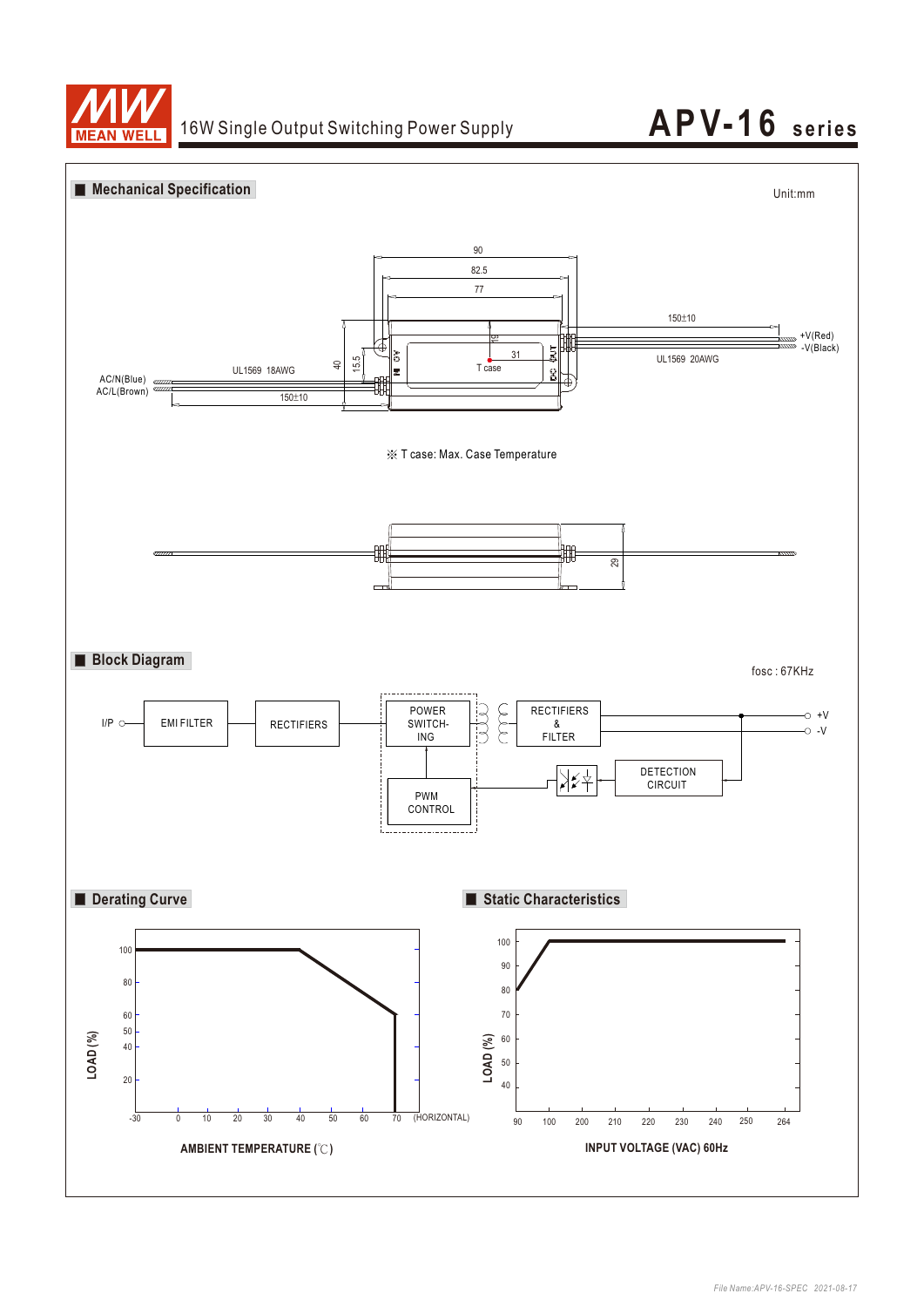## Mechanical Specification

Unit:mm

90

82.5

77

150±10

+V(Red)

-V(Black)

UL1569 20AWG

19

31

T case

AC/N(Blue)

AC/L(Brown)

UL1569 18AWG

40

15.5

150±10

AC IN

DC OUT

※ T case: Max. Case Temperature

29

## Block Diagram

fosc : 67KHz

I/P

EMI FILTER

RECTIFIERS

POWER SWITCH-ING

RECTIFIERS & FILTER

+V

-V

PWM CONTROL

DETECTION CIRCUIT

## Derating Curve

LOAD (%)

100

80

60

50

40

20

-30 0 10 20 30 40 50 60 70 (HORIZONTAL)

AMBIENT TEMPERATURE (℃)

## Static Characteristics

LOAD (%)

100

90

80

70

60

50

40

90 100 200 210 220 230 240 250 264

INPUT VOLTAGE (VAC) 60Hz

File Name:APV-16-SPEC 2021-08-17